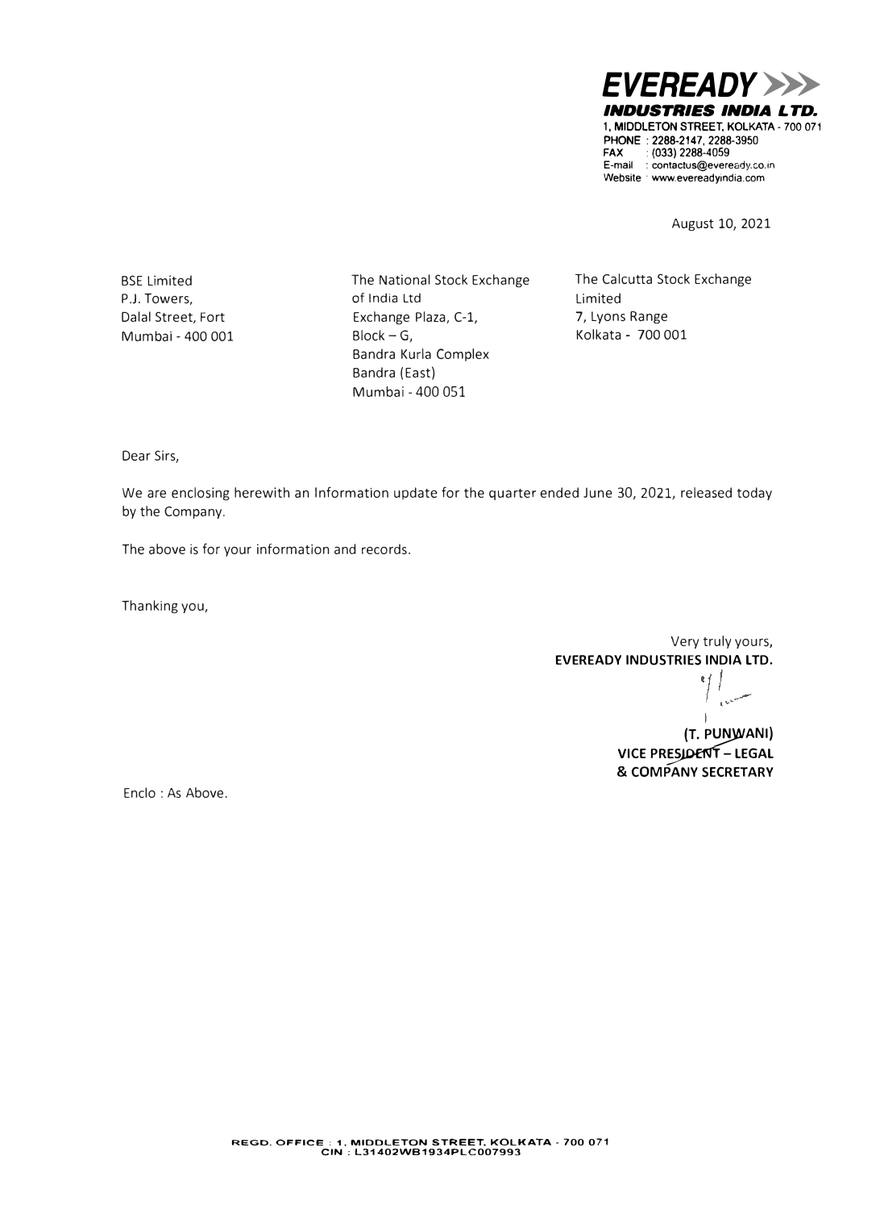**EVEREADY**
**INDUSTRIES INDIA LTD.**
1, MIDDLETON STREET, KOLKATA - 700 071
PHONE : 2288-2147, 2288-3950
FAX : (033) 2288-4059
E-mail : contactus@eveready.co.in
Website : www.evereadyindia.com

August 10, 2021

BSE Limited
P.J. Towers,
Dalal Street, Fort
Mumbai - 400 001

The National Stock Exchange of India Ltd
Exchange Plaza, C-1,
Block – G,
Bandra Kurla Complex
Bandra (East)
Mumbai - 400 051

The Calcutta Stock Exchange Limited
7, Lyons Range
Kolkata - 700 001

Dear Sirs,

We are enclosing herewith an Information update for the quarter ended June 30, 2021, released today by the Company.

The above is for your information and records.

Thanking you,

Very truly yours,
**EVEREADY INDUSTRIES INDIA LTD.**

**(T. PUNWANI)**
**VICE PRESIDENT – LEGAL**
**& COMPANY SECRETARY**

Enclo : As Above.

REGD. OFFICE : 1, MIDDLETON STREET, KOLKATA - 700 071
CIN : L31402WB1934PLC007993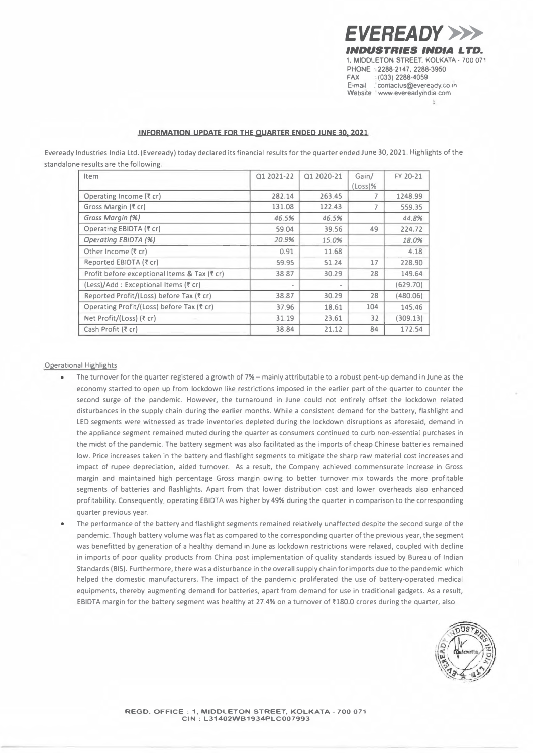**EVEREADY INDUSTRIES INDIA LTD.**
1, MIDDLETON STREET, KOLKATA - 700 071
PHONE : 2288-2147, 2288-3950
FAX : (033) 2288-4059
E-mail : contactus@eveready.co.in
Website : www.evereadyindia.com

## INFORMATION UPDATE FOR THE QUARTER ENDED JUNE 30, 2021

Eveready Industries India Ltd. (Eveready) today declared its financial results for the quarter ended June 30, 2021. Highlights of the standalone results are the following.

| Item | Q1 2021-22 | Q1 2020-21 | Gain/ (Loss)% | FY 20-21 |
|---|---|---|---|---|
| Operating Income (₹ cr) | 282.14 | 263.45 | 7 | 1248.99 |
| Gross Margin (₹ cr) | 131.08 | 122.43 | 7 | 559.35 |
| *Gross Margin (%)* | *46.5%* | *46.5%* | | *44.8%* |
| Operating EBIDTA (₹ cr) | 59.04 | 39.56 | 49 | 224.72 |
| *Operating EBIDTA (%)* | *20.9%* | *15.0%* | | *18.0%* |
| Other Income (₹ cr) | 0.91 | 11.68 | | 4.18 |
| Reported EBIDTA (₹ cr) | 59.95 | 51.24 | 17 | 228.90 |
| Profit before exceptional Items & Tax (₹ cr) | 38.87 | 30.29 | 28 | 149.64 |
| (Less)/Add : Exceptional Items (₹ cr) | - | - | | (629.70) |
| Reported Profit/(Loss) before Tax (₹ cr) | 38.87 | 30.29 | 28 | (480.06) |
| Operating Profit/(Loss) before Tax (₹ cr) | 37.96 | 18.61 | 104 | 145.46 |
| Net Profit/(Loss) (₹ cr) | 31.19 | 23.61 | 32 | (309.13) |
| Cash Profit (₹ cr) | 38.84 | 21.12 | 84 | 172.54 |

### Operational Highlights

- The turnover for the quarter registered a growth of 7% – mainly attributable to a robust pent-up demand in June as the economy started to open up from lockdown like restrictions imposed in the earlier part of the quarter to counter the second surge of the pandemic. However, the turnaround in June could not entirely offset the lockdown related disturbances in the supply chain during the earlier months. While a consistent demand for the battery, flashlight and LED segments were witnessed as trade inventories depleted during the lockdown disruptions as aforesaid, demand in the appliance segment remained muted during the quarter as consumers continued to curb non-essential purchases in the midst of the pandemic. The battery segment was also facilitated as the imports of cheap Chinese batteries remained low. Price increases taken in the battery and flashlight segments to mitigate the sharp raw material cost increases and impact of rupee depreciation, aided turnover. As a result, the Company achieved commensurate increase in Gross margin and maintained high percentage Gross margin owing to better turnover mix towards the more profitable segments of batteries and flashlights. Apart from that lower distribution cost and lower overheads also enhanced profitability. Consequently, operating EBIDTA was higher by 49% during the quarter in comparison to the corresponding quarter previous year.
- The performance of the battery and flashlight segments remained relatively unaffected despite the second surge of the pandemic. Though battery volume was flat as compared to the corresponding quarter of the previous year, the segment was benefitted by generation of a healthy demand in June as lockdown restrictions were relaxed, coupled with decline in imports of poor quality products from China post implementation of quality standards issued by Bureau of Indian Standards (BIS). Furthermore, there was a disturbance in the overall supply chain for imports due to the pandemic which helped the domestic manufacturers. The impact of the pandemic proliferated the use of battery-operated medical equipments, thereby augmenting demand for batteries, apart from demand for use in traditional gadgets. As a result, EBIDTA margin for the battery segment was healthy at 27.4% on a turnover of ₹180.0 crores during the quarter, also

REGD. OFFICE : 1, MIDDLETON STREET, KOLKATA - 700 071
CIN : L31402WB1934PLC007993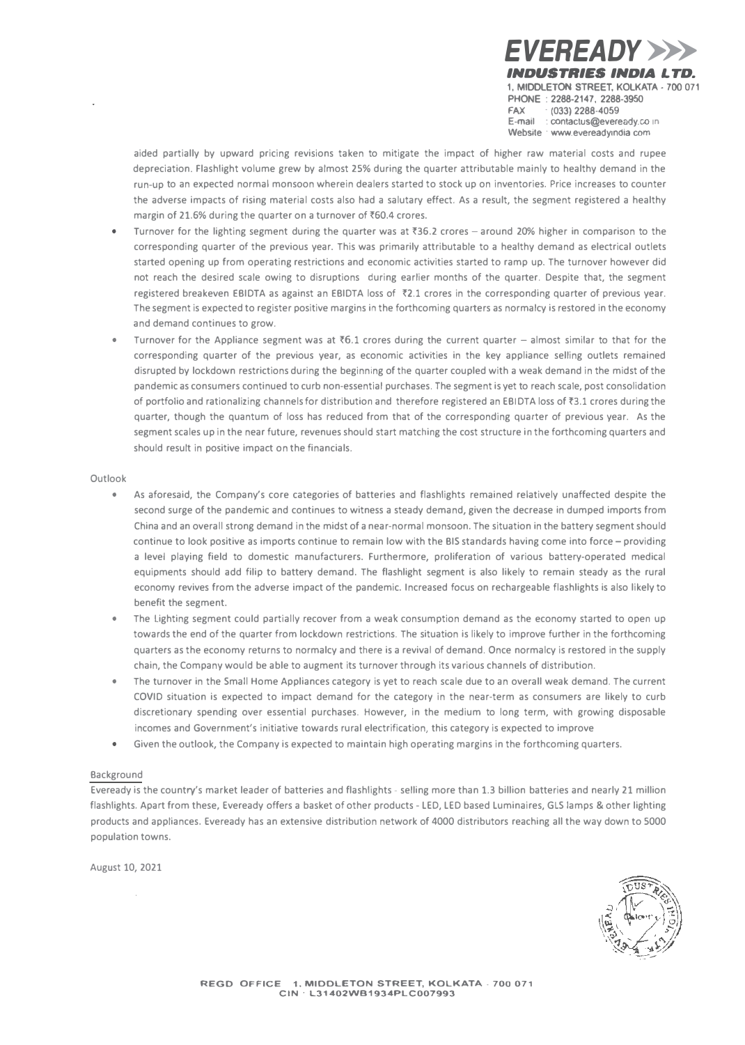aided partially by upward pricing revisions taken to mitigate the impact of higher raw material costs and rupee depreciation. Flashlight volume grew by almost 25% during the quarter attributable mainly to healthy demand in the run-up to an expected normal monsoon wherein dealers started to stock up on inventories. Price increases to counter the adverse impacts of rising material costs also had a salutary effect. As a result, the segment registered a healthy margin of 21.6% during the quarter on a turnover of ₹60.4 crores.

- Turnover for the lighting segment during the quarter was at ₹36.2 crores – around 20% higher in comparison to the corresponding quarter of the previous year. This was primarily attributable to a healthy demand as electrical outlets started opening up from operating restrictions and economic activities started to ramp up. The turnover however did not reach the desired scale owing to disruptions during earlier months of the quarter. Despite that, the segment registered breakeven EBIDTA as against an EBIDTA loss of ₹2.1 crores in the corresponding quarter of previous year. The segment is expected to register positive margins in the forthcoming quarters as normalcy is restored in the economy and demand continues to grow.
- Turnover for the Appliance segment was at ₹6.1 crores during the current quarter – almost similar to that for the corresponding quarter of the previous year, as economic activities in the key appliance selling outlets remained disrupted by lockdown restrictions during the beginning of the quarter coupled with a weak demand in the midst of the pandemic as consumers continued to curb non-essential purchases. The segment is yet to reach scale, post consolidation of portfolio and rationalizing channels for distribution and therefore registered an EBIDTA loss of ₹3.1 crores during the quarter, though the quantum of loss has reduced from that of the corresponding quarter of previous year. As the segment scales up in the near future, revenues should start matching the cost structure in the forthcoming quarters and should result in positive impact on the financials.

Outlook

- As aforesaid, the Company's core categories of batteries and flashlights remained relatively unaffected despite the second surge of the pandemic and continues to witness a steady demand, given the decrease in dumped imports from China and an overall strong demand in the midst of a near-normal monsoon. The situation in the battery segment should continue to look positive as imports continue to remain low with the BIS standards having come into force – providing a level playing field to domestic manufacturers. Furthermore, proliferation of various battery-operated medical equipments should add filip to battery demand. The flashlight segment is also likely to remain steady as the rural economy revives from the adverse impact of the pandemic. Increased focus on rechargeable flashlights is also likely to benefit the segment.
- The Lighting segment could partially recover from a weak consumption demand as the economy started to open up towards the end of the quarter from lockdown restrictions. The situation is likely to improve further in the forthcoming quarters as the economy returns to normalcy and there is a revival of demand. Once normalcy is restored in the supply chain, the Company would be able to augment its turnover through its various channels of distribution.
- The turnover in the Small Home Appliances category is yet to reach scale due to an overall weak demand. The current COVID situation is expected to impact demand for the category in the near-term as consumers are likely to curb discretionary spending over essential purchases. However, in the medium to long term, with growing disposable incomes and Government's initiative towards rural electrification, this category is expected to improve
- Given the outlook, the Company is expected to maintain high operating margins in the forthcoming quarters.

Background

Eveready is the country's market leader of batteries and flashlights - selling more than 1.3 billion batteries and nearly 21 million flashlights. Apart from these, Eveready offers a basket of other products - LED, LED based Luminaires, GLS lamps & other lighting products and appliances. Eveready has an extensive distribution network of 4000 distributors reaching all the way down to 5000 population towns.

August 10, 2021